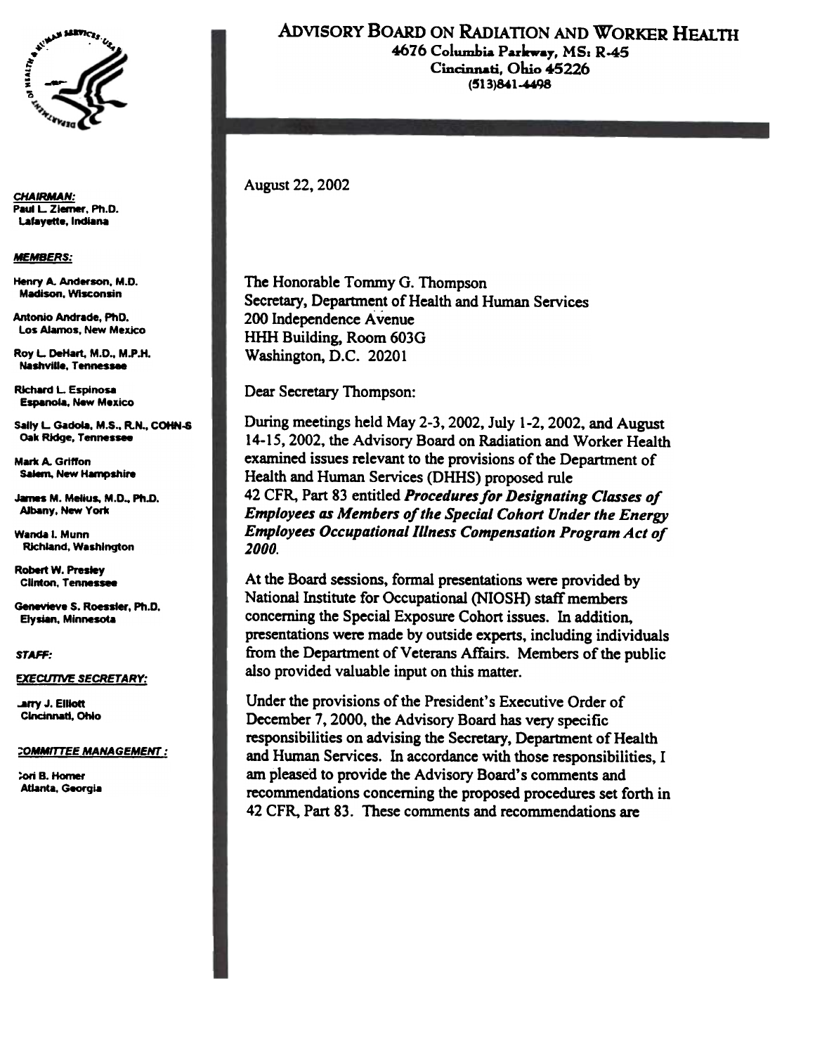# ADVISORY BOARD ON RADIATION AND WORKER HEALTH

4676 Columbia Parkway, MS: R-45
Cincinnati, Ohio 45226
(513)841-4498

***CHAIRMAN:***
Paul L. Ziemer, Ph.D.
Lafayette, Indiana

***MEMBERS:***

Henry A. Anderson, M.D.
Madison, Wisconsin

Antonio Andrade, PhD.
Los Alamos, New Mexico

Roy L. DeHart, M.D., M.P.H.
Nashville, Tennessee

Richard L. Espinosa
Espanola, New Mexico

Sally L. Gadola, M.S., R.N., COHN-S
Oak Ridge, Tennessee

Mark A. Griffon
Salem, New Hampshire

James M. Melius, M.D., Ph.D.
Albany, New York

Wanda I. Munn
Richland, Washington

Robert W. Presley
Clinton, Tennessee

Genevieve S. Roessler, Ph.D.
Elysian, Minnesota

***STAFF:***

***EXECUTIVE SECRETARY:***

Larry J. Elliott
Cincinnati, Ohio

***COMMITTEE MANAGEMENT:***

Cori B. Homer
Atlanta, Georgia

---

August 22, 2002

The Honorable Tommy G. Thompson
Secretary, Department of Health and Human Services
200 Independence Avenue
HHH Building, Room 603G
Washington, D.C. 20201

Dear Secretary Thompson:

During meetings held May 2-3, 2002, July 1-2, 2002, and August 14-15, 2002, the Advisory Board on Radiation and Worker Health examined issues relevant to the provisions of the Department of Health and Human Services (DHHS) proposed rule 42 CFR, Part 83 entitled ***Procedures for Designating Classes of Employees as Members of the Special Cohort Under the Energy Employees Occupational Illness Compensation Program Act of 2000.***

At the Board sessions, formal presentations were provided by National Institute for Occupational (NIOSH) staff members concerning the Special Exposure Cohort issues. In addition, presentations were made by outside experts, including individuals from the Department of Veterans Affairs. Members of the public also provided valuable input on this matter.

Under the provisions of the President's Executive Order of December 7, 2000, the Advisory Board has very specific responsibilities on advising the Secretary, Department of Health and Human Services. In accordance with those responsibilities, I am pleased to provide the Advisory Board's comments and recommendations concerning the proposed procedures set forth in 42 CFR, Part 83. These comments and recommendations are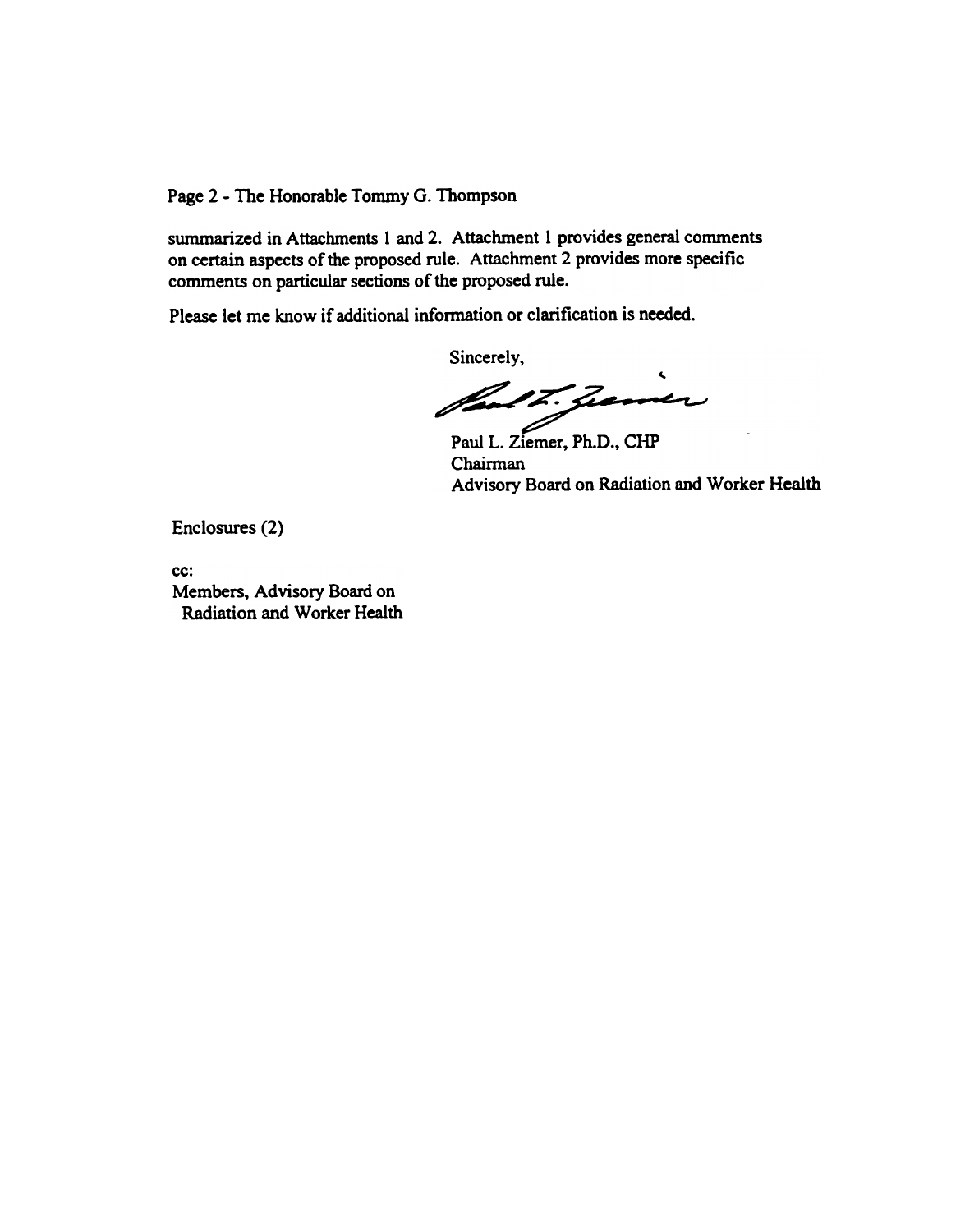summarized in Attachments 1 and 2. Attachment 1 provides general comments on certain aspects of the proposed rule. Attachment 2 provides more specific comments on particular sections of the proposed rule.

Please let me know if additional information or clarification is needed.

Sincerely,

Paul L. Ziemer, Ph.D., CHP
Chairman
Advisory Board on Radiation and Worker Health

Enclosures (2)

cc:
Members, Advisory Board on Radiation and Worker Health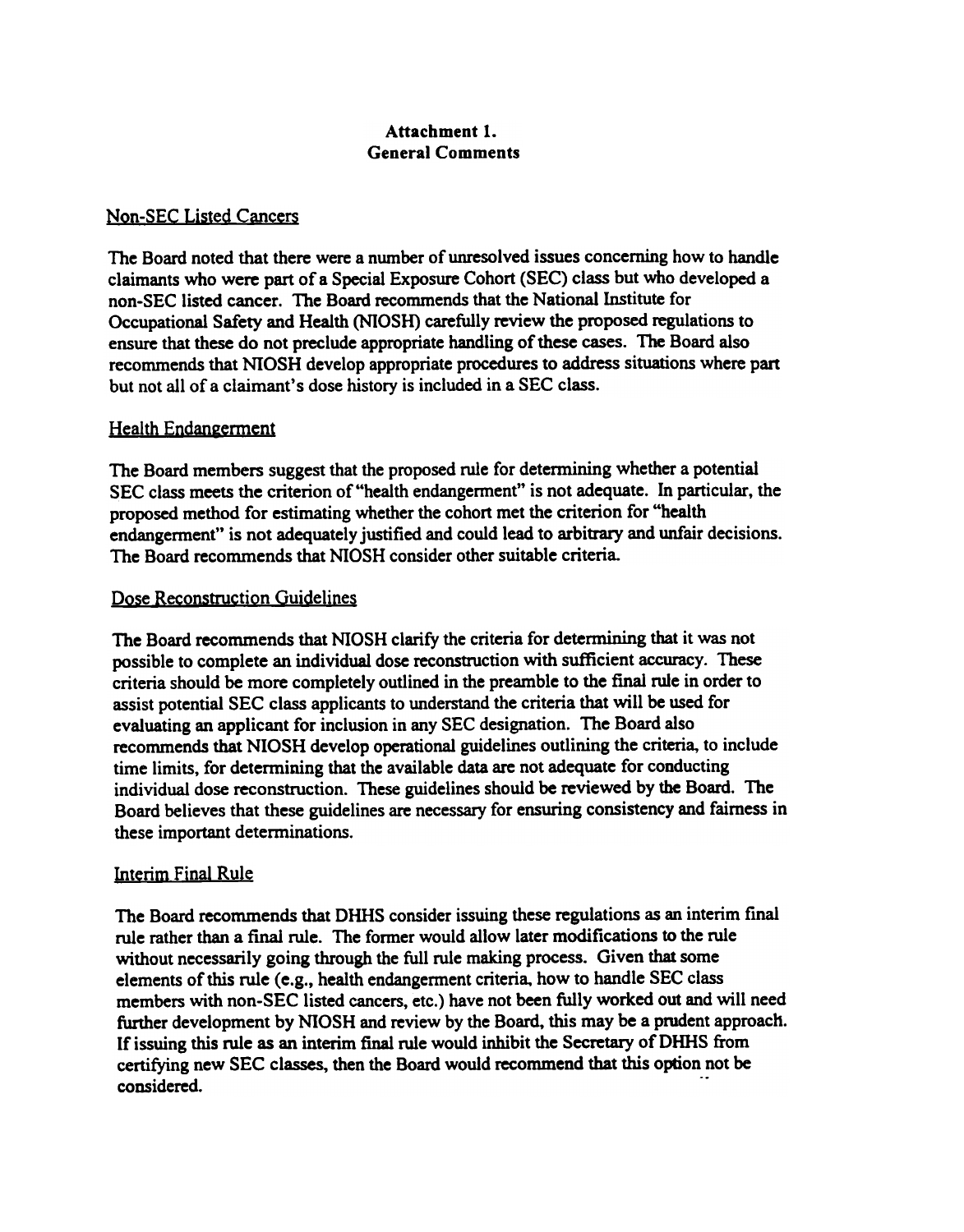**Attachment 1.**
**General Comments**

Non-SEC Listed Cancers

The Board noted that there were a number of unresolved issues concerning how to handle claimants who were part of a Special Exposure Cohort (SEC) class but who developed a non-SEC listed cancer. The Board recommends that the National Institute for Occupational Safety and Health (NIOSH) carefully review the proposed regulations to ensure that these do not preclude appropriate handling of these cases. The Board also recommends that NIOSH develop appropriate procedures to address situations where part but not all of a claimant's dose history is included in a SEC class.

Health Endangerment

The Board members suggest that the proposed rule for determining whether a potential SEC class meets the criterion of "health endangerment" is not adequate. In particular, the proposed method for estimating whether the cohort met the criterion for "health endangerment" is not adequately justified and could lead to arbitrary and unfair decisions. The Board recommends that NIOSH consider other suitable criteria.

Dose Reconstruction Guidelines

The Board recommends that NIOSH clarify the criteria for determining that it was not possible to complete an individual dose reconstruction with sufficient accuracy. These criteria should be more completely outlined in the preamble to the final rule in order to assist potential SEC class applicants to understand the criteria that will be used for evaluating an applicant for inclusion in any SEC designation. The Board also recommends that NIOSH develop operational guidelines outlining the criteria, to include time limits, for determining that the available data are not adequate for conducting individual dose reconstruction. These guidelines should be reviewed by the Board. The Board believes that these guidelines are necessary for ensuring consistency and fairness in these important determinations.

Interim Final Rule

The Board recommends that DHHS consider issuing these regulations as an interim final rule rather than a final rule. The former would allow later modifications to the rule without necessarily going through the full rule making process. Given that some elements of this rule (e.g., health endangerment criteria, how to handle SEC class members with non-SEC listed cancers, etc.) have not been fully worked out and will need further development by NIOSH and review by the Board, this may be a prudent approach. If issuing this rule as an interim final rule would inhibit the Secretary of DHHS from certifying new SEC classes, then the Board would recommend that this option not be considered.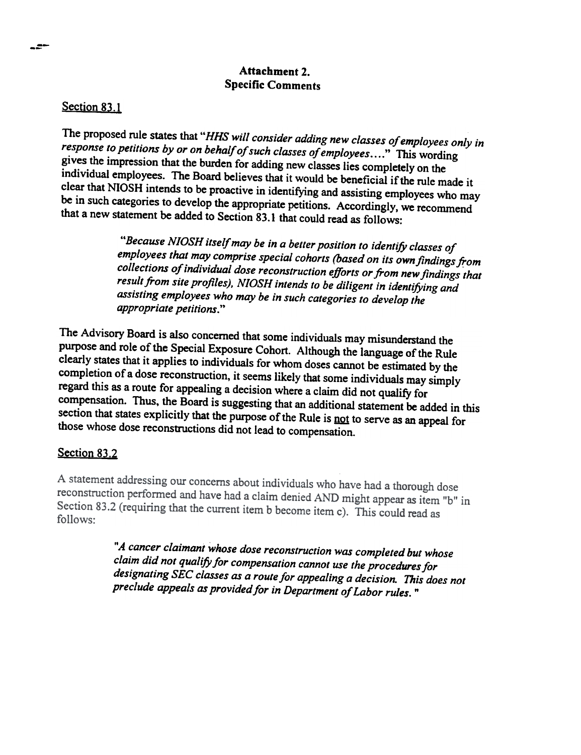**Attachment 2.**
**Specific Comments**

Section 83.1

The proposed rule states that "*HHS will consider adding new classes of employees only in response to petitions by or on behalf of such classes of employees....*" This wording gives the impression that the burden for adding new classes lies completely on the individual employees. The Board believes that it would be beneficial if the rule made it clear that NIOSH intends to be proactive in identifying and assisting employees who may be in such categories to develop the appropriate petitions. Accordingly, we recommend that a new statement be added to Section 83.1 that could read as follows:

> "*Because NIOSH itself may be in a better position to identify classes of employees that may comprise special cohorts (based on its own findings from collections of individual dose reconstruction efforts or from new findings that result from site profiles), NIOSH intends to be diligent in identifying and assisting employees who may be in such categories to develop the appropriate petitions.*"

The Advisory Board is also concerned that some individuals may misunderstand the purpose and role of the Special Exposure Cohort. Although the language of the Rule clearly states that it applies to individuals for whom doses cannot be estimated by the completion of a dose reconstruction, it seems likely that some individuals may simply regard this as a route for appealing a decision where a claim did not qualify for compensation. Thus, the Board is suggesting that an additional statement be added in this section that states explicitly that the purpose of the Rule is not to serve as an appeal for those whose dose reconstructions did not lead to compensation.

Section 83.2

A statement addressing our concerns about individuals who have had a thorough dose reconstruction performed and have had a claim denied AND might appear as item "b" in Section 83.2 (requiring that the current item b become item c). This could read as follows:

> "*A cancer claimant whose dose reconstruction was completed but whose claim did not qualify for compensation cannot use the procedures for designating SEC classes as a route for appealing a decision. This does not preclude appeals as provided for in Department of Labor rules.*"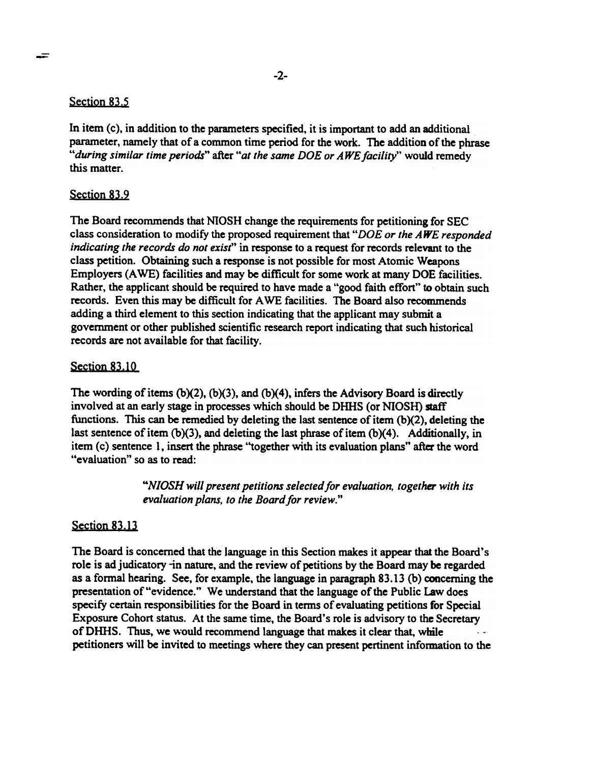Section 83.5

In item (c), in addition to the parameters specified, it is important to add an additional parameter, namely that of a common time period for the work. The addition of the phrase "*during similar time periods*" after "*at the same DOE or AWE facility*" would remedy this matter.

Section 83.9

The Board recommends that NIOSH change the requirements for petitioning for SEC class consideration to modify the proposed requirement that "*DOE or the AWE responded indicating the records do not exist*" in response to a request for records relevant to the class petition. Obtaining such a response is not possible for most Atomic Weapons Employers (AWE) facilities and may be difficult for some work at many DOE facilities. Rather, the applicant should be required to have made a "good faith effort" to obtain such records. Even this may be difficult for AWE facilities. The Board also recommends adding a third element to this section indicating that the applicant may submit a government or other published scientific research report indicating that such historical records are not available for that facility.

Section 83.10

The wording of items (b)(2), (b)(3), and (b)(4), infers the Advisory Board is directly involved at an early stage in processes which should be DHHS (or NIOSH) staff functions. This can be remedied by deleting the last sentence of item (b)(2), deleting the last sentence of item (b)(3), and deleting the last phrase of item (b)(4). Additionally, in item (c) sentence 1, insert the phrase "together with its evaluation plans" after the word "evaluation" so as to read:

> "*NIOSH will present petitions selected for evaluation, together with its evaluation plans, to the Board for review.*"

Section 83.13

The Board is concerned that the language in this Section makes it appear that the Board's role is ad judicatory in nature, and the review of petitions by the Board may be regarded as a formal hearing. See, for example, the language in paragraph 83.13 (b) concerning the presentation of "evidence." We understand that the language of the Public Law does specify certain responsibilities for the Board in terms of evaluating petitions for Special Exposure Cohort status. At the same time, the Board's role is advisory to the Secretary of DHHS. Thus, we would recommend language that makes it clear that, while petitioners will be invited to meetings where they can present pertinent information to the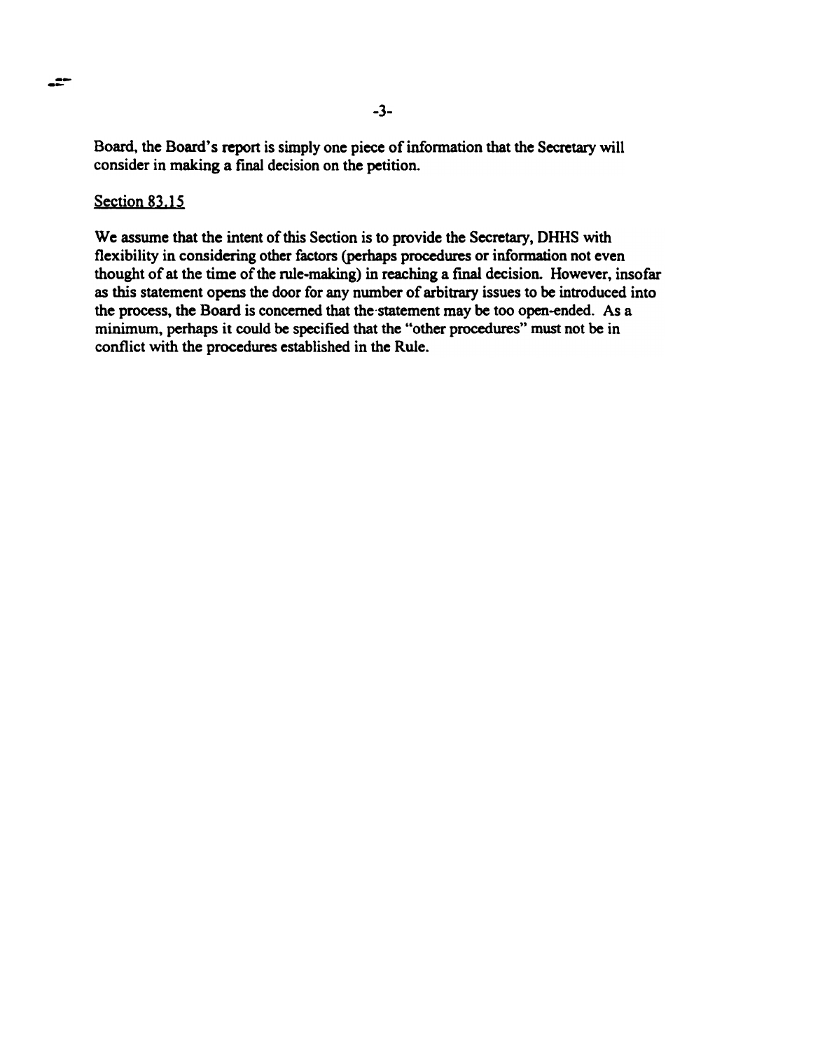Board, the Board's report is simply one piece of information that the Secretary will consider in making a final decision on the petition.

Section 83.15

We assume that the intent of this Section is to provide the Secretary, DHHS with flexibility in considering other factors (perhaps procedures or information not even thought of at the time of the rule-making) in reaching a final decision. However, insofar as this statement opens the door for any number of arbitrary issues to be introduced into the process, the Board is concerned that the statement may be too open-ended. As a minimum, perhaps it could be specified that the "other procedures" must not be in conflict with the procedures established in the Rule.